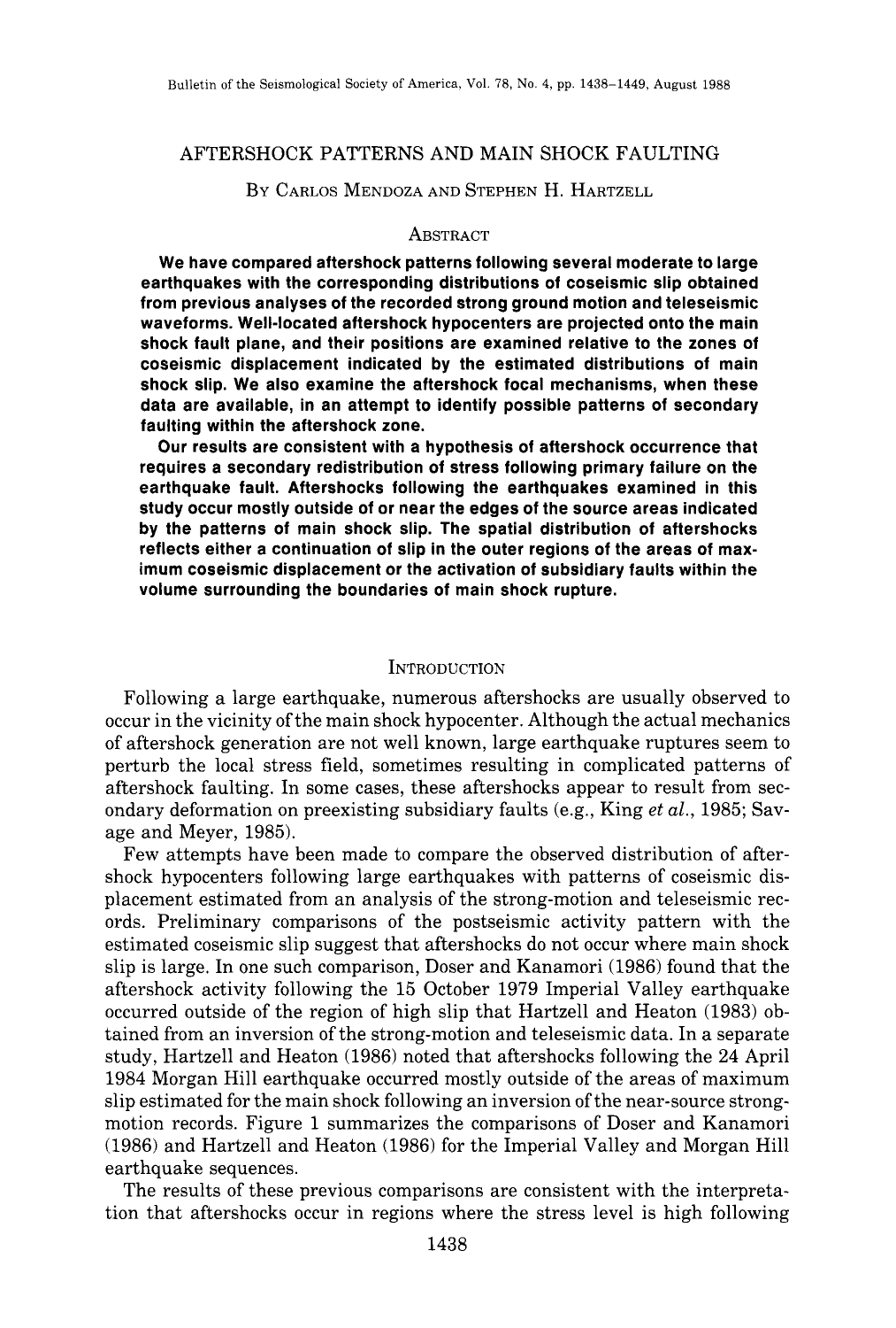# AFTERSHOCK PATTERNS AND MAIN SHOCK FAULTING

BY CARLOS MENDOZA AND STEPHEN H. HARTZELL

## ABSTRACT

**We have compared aftershock patterns following several moderate to large earthquakes with the corresponding distributions of coseismic slip obtained from previous analyses of the recorded strong ground motion and teleseismic waveforms. Well-located aftershock hypocenters are projected onto the main shock fault plane, and their positions are examined relative to the zones of coseismic displacement indicated by the estimated distributions of main shock slip. We also examine the aftershock focal mechanisms, when these data are available, in an attempt to identify possible patterns of secondary faulting within the aftershock zone.**

**Our results are consistent with a hypothesis of aftershock occurrence that requires a secondary redistribution of stress following primary failure on the earthquake fault. Aftershocks following the earthquakes examined in this study occur mostly outside of or near the edges of the source areas indicated by the patterns of main shock slip. The spatial distribution of aftershocks reflects either a continuation of slip in the outer regions of the areas of maximum coseismic displacement or the activation of subsidiary faults within the volume surrounding the boundaries of main shock rupture.**

## INTRODUCTION

Following a large earthquake, numerous aftershocks are usually observed to occur in the vicinity of the main shock hypocenter. Although the actual mechanics of aftershock generation are not well known, large earthquake ruptures seem to perturb the local stress field, sometimes resulting in complicated patterns of aftershock faulting. In some cases, these aftershocks appear to result from secondary deformation on preexisting subsidiary faults (e.g., King *et al.*, 1985; Savage and Meyer, 1985).

Few attempts have been made to compare the observed distribution of aftershock hypocenters following large earthquakes with patterns of coseismic displacement estimated from an analysis of the strong-motion and teleseismic records. Preliminary comparisons of the postseismic activity pattern with the estimated coseismic slip suggest that aftershocks do not occur where main shock slip is large. In one such comparison, Doser and Kanamori (1986) found that the aftershock activity following the 15 October 1979 Imperial Valley earthquake occurred outside of the region of high slip that Hartzell and Heaton (1983) obtained from an inversion of the strong-motion and teleseismic data. In a separate study, Hartzell and Heaton (1986) noted that aftershocks following the 24 April 1984 Morgan Hill earthquake occurred mostly outside of the areas of maximum slip estimated for the main shock following an inversion of the near-source strong-motion records. Figure 1 summarizes the comparisons of Doser and Kanamori (1986) and Hartzell and Heaton (1986) for the Imperial Valley and Morgan Hill earthquake sequences.

The results of these previous comparisons are consistent with the interpretation that aftershocks occur in regions where the stress level is high following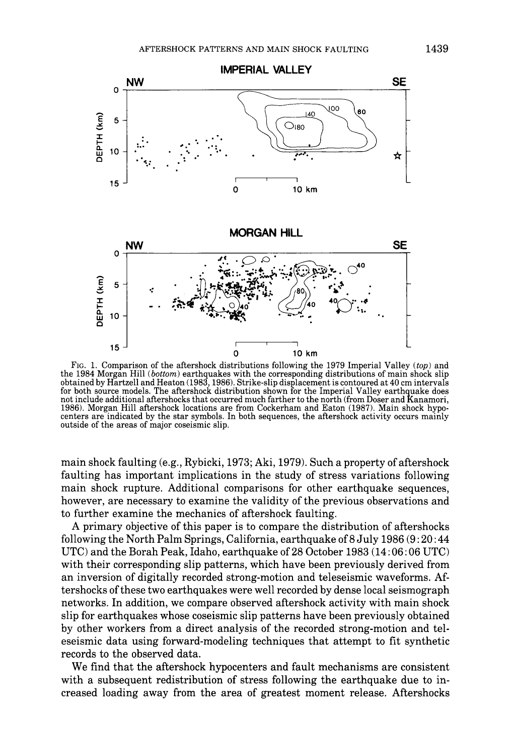FIG. 1. Comparison of the aftershock distributions following the 1979 Imperial Valley (*top*) and the 1984 Morgan Hill (*bottom*) earthquakes with the corresponding distributions of main shock slip obtained by Hartzell and Heaton (1983, 1986). Strike-slip displacement is contoured at 40 cm intervals for both source models. The aftershock distribution shown for the Imperial Valley earthquake does not include additional aftershocks that occurred much farther to the north (from Doser and Kanamori, 1986). Morgan Hill aftershock locations are from Cockerham and Eaton (1987). Main shock hypocenters are indicated by the star symbols. In both sequences, the aftershock activity occurs mainly outside of the areas of major coseismic slip.

main shock faulting (e.g., Rybicki, 1973; Aki, 1979). Such a property of aftershock faulting has important implications in the study of stress variations following main shock rupture. Additional comparisons for other earthquake sequences, however, are necessary to examine the validity of the previous observations and to further examine the mechanics of aftershock faulting.

A primary objective of this paper is to compare the distribution of aftershocks following the North Palm Springs, California, earthquake of 8 July 1986 (9:20:44 UTC) and the Borah Peak, Idaho, earthquake of 28 October 1983 (14:06:06 UTC) with their corresponding slip patterns, which have been previously derived from an inversion of digitally recorded strong-motion and teleseismic waveforms. Aftershocks of these two earthquakes were well recorded by dense local seismograph networks. In addition, we compare observed aftershock activity with main shock slip for earthquakes whose coseismic slip patterns have been previously obtained by other workers from a direct analysis of the recorded strong-motion and teleseismic data using forward-modeling techniques that attempt to fit synthetic records to the observed data.

We find that the aftershock hypocenters and fault mechanisms are consistent with a subsequent redistribution of stress following the earthquake due to increased loading away from the area of greatest moment release. Aftershocks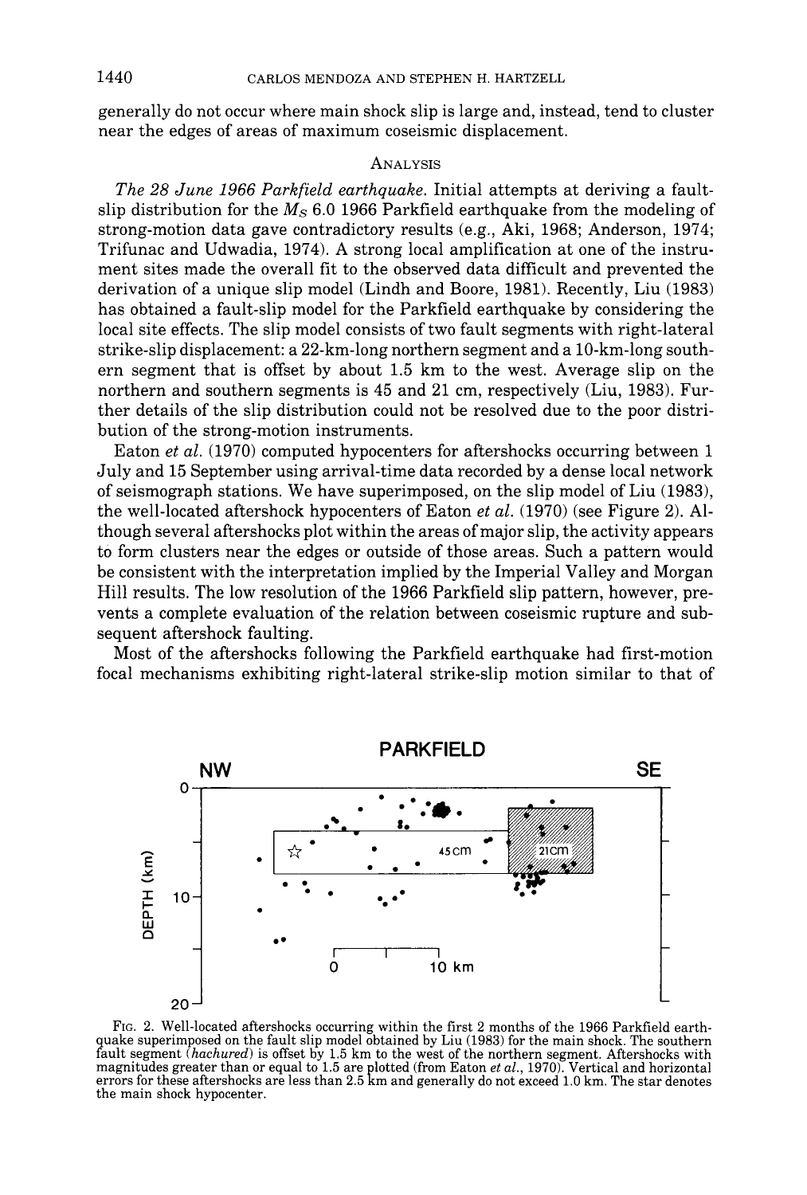generally do not occur where main shock slip is large and, instead, tend to cluster near the edges of areas of maximum coseismic displacement.

## ANALYSIS

*The 28 June 1966 Parkfield earthquake.* Initial attempts at deriving a fault-slip distribution for the $M_S$ 6.0 1966 Parkfield earthquake from the modeling of strong-motion data gave contradictory results (e.g., Aki, 1968; Anderson, 1974; Trifunac and Udwadia, 1974). A strong local amplification at one of the instrument sites made the overall fit to the observed data difficult and prevented the derivation of a unique slip model (Lindh and Boore, 1981). Recently, Liu (1983) has obtained a fault-slip model for the Parkfield earthquake by considering the local site effects. The slip model consists of two fault segments with right-lateral strike-slip displacement: a 22-km-long northern segment and a 10-km-long southern segment that is offset by about 1.5 km to the west. Average slip on the northern and southern segments is 45 and 21 cm, respectively (Liu, 1983). Further details of the slip distribution could not be resolved due to the poor distribution of the strong-motion instruments.

Eaton *et al.* (1970) computed hypocenters for aftershocks occurring between 1 July and 15 September using arrival-time data recorded by a dense local network of seismograph stations. We have superimposed, on the slip model of Liu (1983), the well-located aftershock hypocenters of Eaton *et al.* (1970) (see Figure 2). Although several aftershocks plot within the areas of major slip, the activity appears to form clusters near the edges or outside of those areas. Such a pattern would be consistent with the interpretation implied by the Imperial Valley and Morgan Hill results. The low resolution of the 1966 Parkfield slip pattern, however, prevents a complete evaluation of the relation between coseismic rupture and subsequent aftershock faulting.

Most of the aftershocks following the Parkfield earthquake had first-motion focal mechanisms exhibiting right-lateral strike-slip motion similar to that of

FIG. 2. Well-located aftershocks occurring within the first 2 months of the 1966 Parkfield earthquake superimposed on the fault slip model obtained by Liu (1983) for the main shock. The southern fault segment (*hachured*) is offset by 1.5 km to the west of the northern segment. Aftershocks with magnitudes greater than or equal to 1.5 are plotted (from Eaton *et al.*, 1970). Vertical and horizontal errors for these aftershocks are less than 2.5 km and generally do not exceed 1.0 km. The star denotes the main shock hypocenter.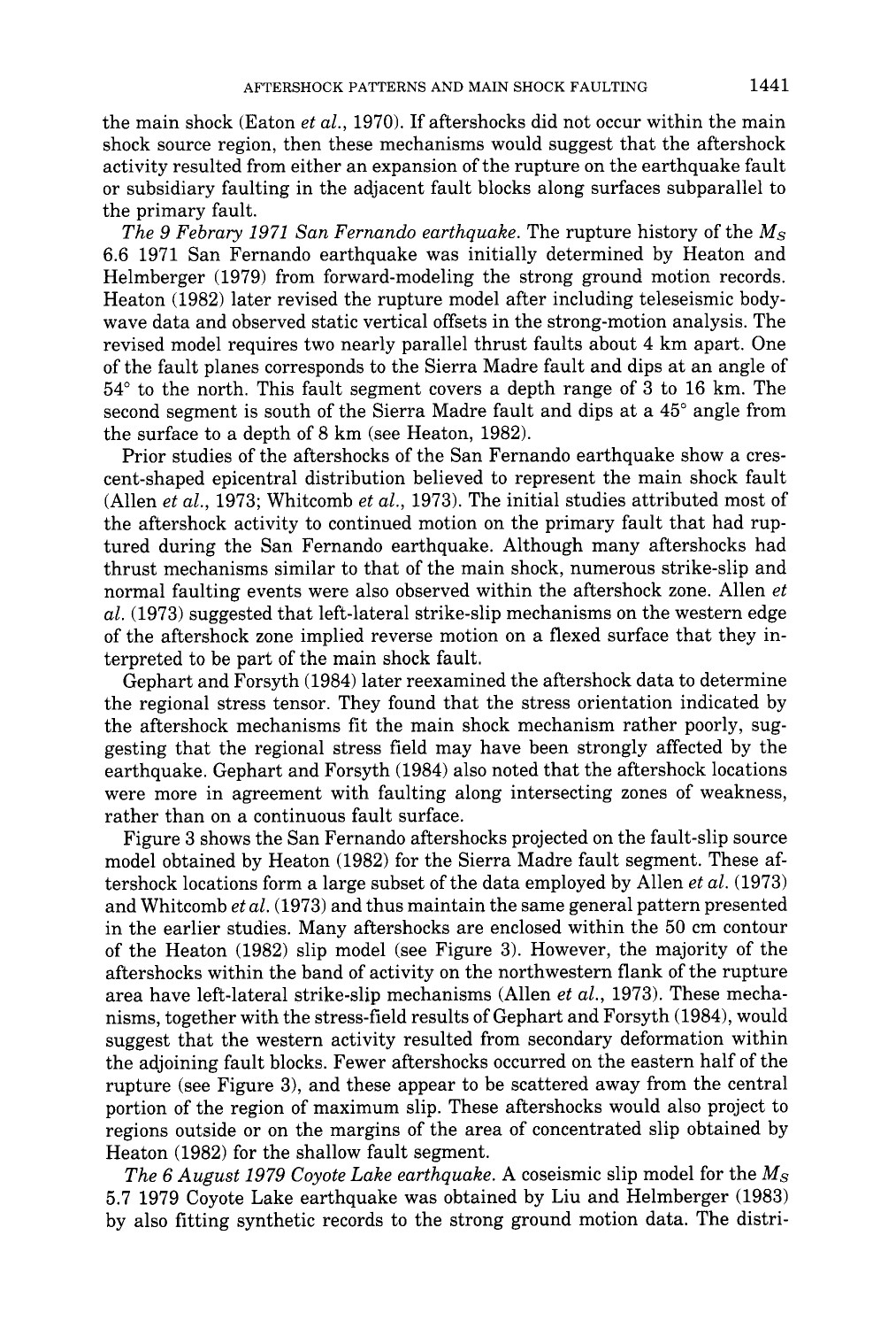the main shock (Eaton *et al.*, 1970). If aftershocks did not occur within the main shock source region, then these mechanisms would suggest that the aftershock activity resulted from either an expansion of the rupture on the earthquake fault or subsidiary faulting in the adjacent fault blocks along surfaces subparallel to the primary fault.

*The 9 Febrary 1971 San Fernando earthquake.* The rupture history of the $M_S$ 6.6 1971 San Fernando earthquake was initially determined by Heaton and Helmberger (1979) from forward-modeling the strong ground motion records. Heaton (1982) later revised the rupture model after including teleseismic body-wave data and observed static vertical offsets in the strong-motion analysis. The revised model requires two nearly parallel thrust faults about 4 km apart. One of the fault planes corresponds to the Sierra Madre fault and dips at an angle of 54° to the north. This fault segment covers a depth range of 3 to 16 km. The second segment is south of the Sierra Madre fault and dips at a 45° angle from the surface to a depth of 8 km (see Heaton, 1982).

Prior studies of the aftershocks of the San Fernando earthquake show a crescent-shaped epicentral distribution believed to represent the main shock fault (Allen *et al.*, 1973; Whitcomb *et al.*, 1973). The initial studies attributed most of the aftershock activity to continued motion on the primary fault that had ruptured during the San Fernando earthquake. Although many aftershocks had thrust mechanisms similar to that of the main shock, numerous strike-slip and normal faulting events were also observed within the aftershock zone. Allen *et al.* (1973) suggested that left-lateral strike-slip mechanisms on the western edge of the aftershock zone implied reverse motion on a flexed surface that they interpreted to be part of the main shock fault.

Gephart and Forsyth (1984) later reexamined the aftershock data to determine the regional stress tensor. They found that the stress orientation indicated by the aftershock mechanisms fit the main shock mechanism rather poorly, suggesting that the regional stress field may have been strongly affected by the earthquake. Gephart and Forsyth (1984) also noted that the aftershock locations were more in agreement with faulting along intersecting zones of weakness, rather than on a continuous fault surface.

Figure 3 shows the San Fernando aftershocks projected on the fault-slip source model obtained by Heaton (1982) for the Sierra Madre fault segment. These aftershock locations form a large subset of the data employed by Allen *et al.* (1973) and Whitcomb *et al.* (1973) and thus maintain the same general pattern presented in the earlier studies. Many aftershocks are enclosed within the 50 cm contour of the Heaton (1982) slip model (see Figure 3). However, the majority of the aftershocks within the band of activity on the northwestern flank of the rupture area have left-lateral strike-slip mechanisms (Allen *et al.*, 1973). These mechanisms, together with the stress-field results of Gephart and Forsyth (1984), would suggest that the western activity resulted from secondary deformation within the adjoining fault blocks. Fewer aftershocks occurred on the eastern half of the rupture (see Figure 3), and these appear to be scattered away from the central portion of the region of maximum slip. These aftershocks would also project to regions outside or on the margins of the area of concentrated slip obtained by Heaton (1982) for the shallow fault segment.

*The 6 August 1979 Coyote Lake earthquake.* A coseismic slip model for the $M_S$ 5.7 1979 Coyote Lake earthquake was obtained by Liu and Helmberger (1983) by also fitting synthetic records to the strong ground motion data. The distri-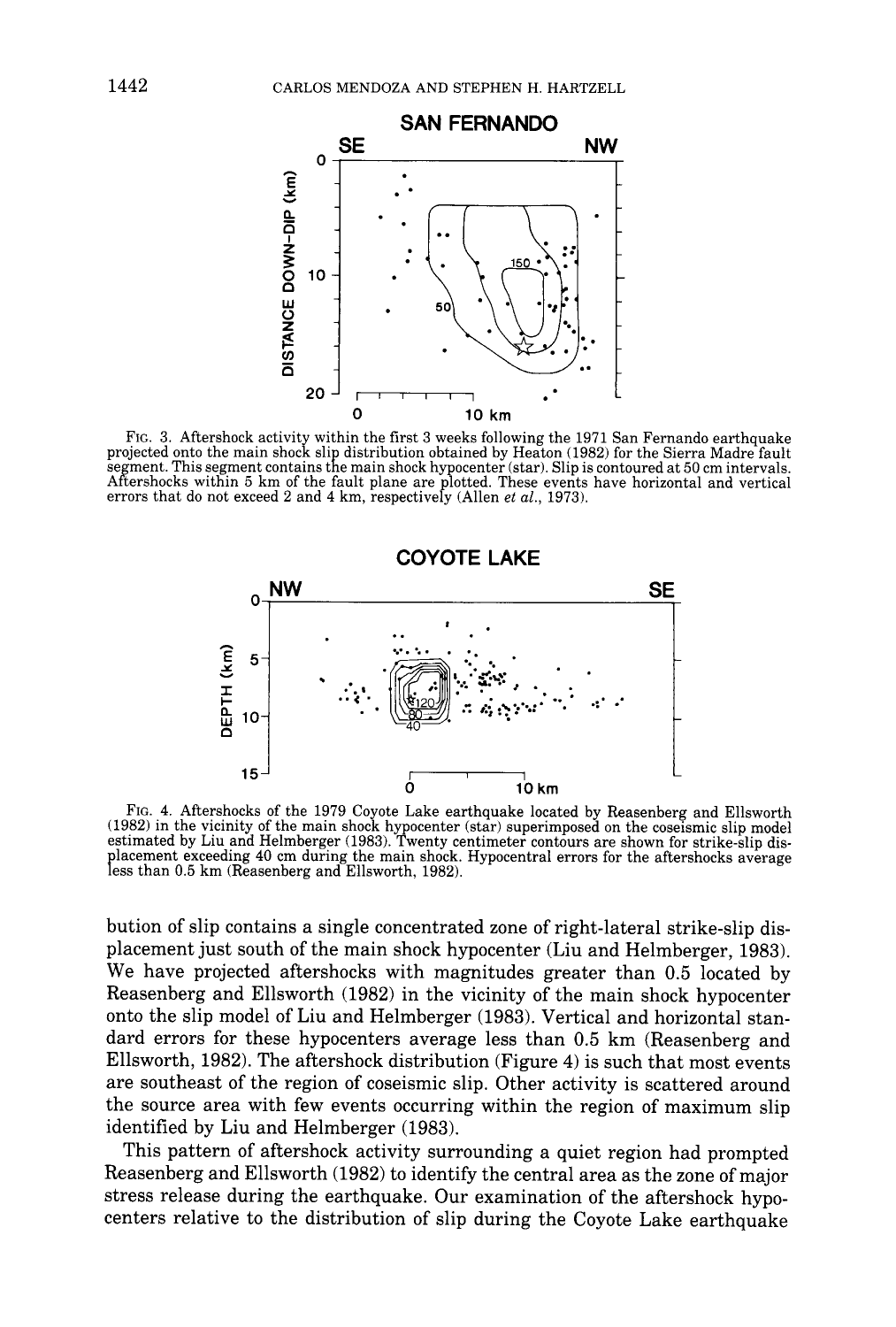FIG. 3. Aftershock activity within the first 3 weeks following the 1971 San Fernando earthquake projected onto the main shock slip distribution obtained by Heaton (1982) for the Sierra Madre fault segment. This segment contains the main shock hypocenter (star). Slip is contoured at 50 cm intervals. Aftershocks within 5 km of the fault plane are plotted. These events have horizontal and vertical errors that do not exceed 2 and 4 km, respectively (Allen *et al.*, 1973).

FIG. 4. Aftershocks of the 1979 Coyote Lake earthquake located by Reasenberg and Ellsworth (1982) in the vicinity of the main shock hypocenter (star) superimposed on the coseismic slip model estimated by Liu and Helmberger (1983). Twenty centimeter contours are shown for strike-slip displacement exceeding 40 cm during the main shock. Hypocentral errors for the aftershocks average less than 0.5 km (Reasenberg and Ellsworth, 1982).

bution of slip contains a single concentrated zone of right-lateral strike-slip displacement just south of the main shock hypocenter (Liu and Helmberger, 1983). We have projected aftershocks with magnitudes greater than 0.5 located by Reasenberg and Ellsworth (1982) in the vicinity of the main shock hypocenter onto the slip model of Liu and Helmberger (1983). Vertical and horizontal standard errors for these hypocenters average less than 0.5 km (Reasenberg and Ellsworth, 1982). The aftershock distribution (Figure 4) is such that most events are southeast of the region of coseismic slip. Other activity is scattered around the source area with few events occurring within the region of maximum slip identified by Liu and Helmberger (1983).

This pattern of aftershock activity surrounding a quiet region had prompted Reasenberg and Ellsworth (1982) to identify the central area as the zone of major stress release during the earthquake. Our examination of the aftershock hypocenters relative to the distribution of slip during the Coyote Lake earthquake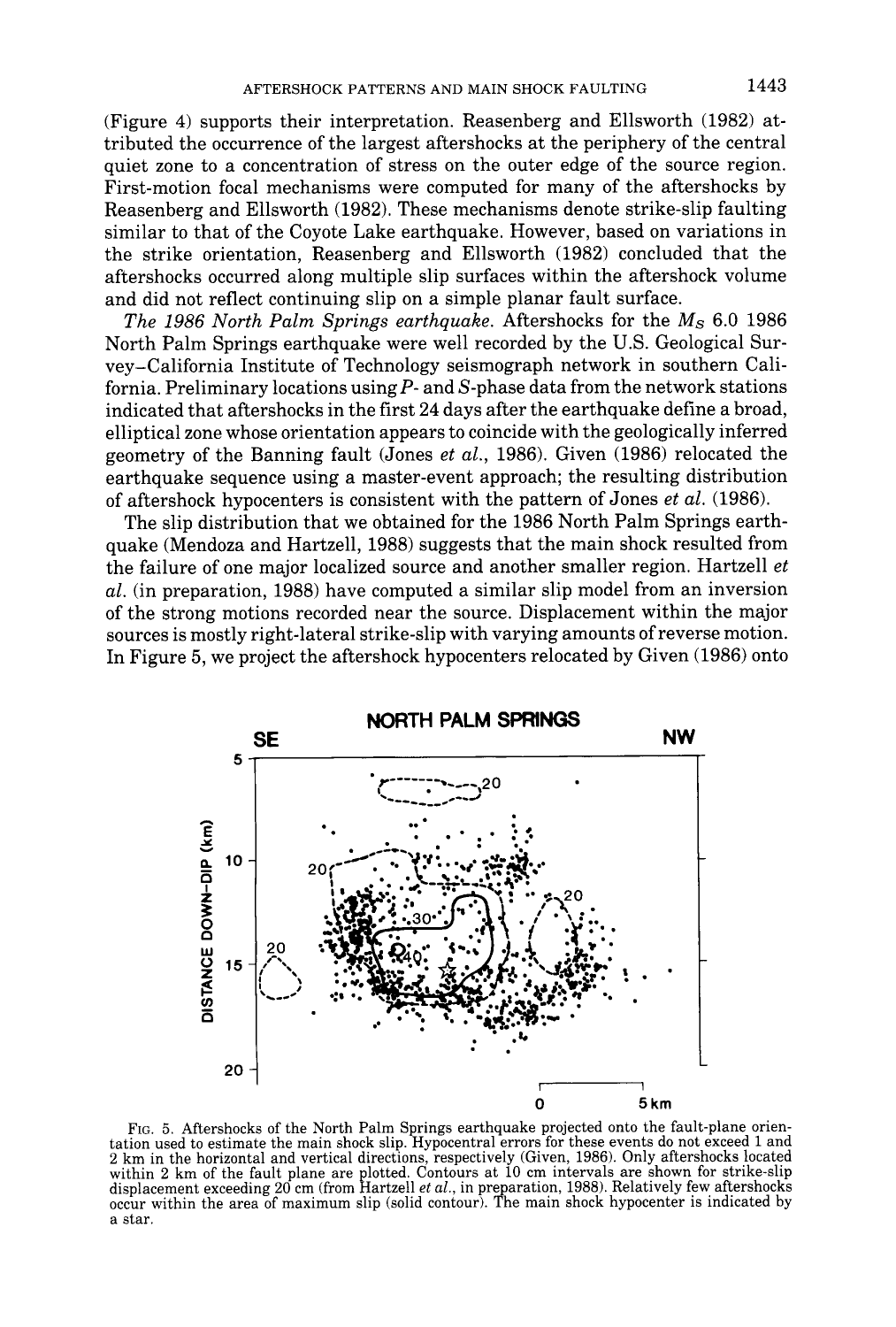(Figure 4) supports their interpretation. Reasenberg and Ellsworth (1982) attributed the occurrence of the largest aftershocks at the periphery of the central quiet zone to a concentration of stress on the outer edge of the source region. First-motion focal mechanisms were computed for many of the aftershocks by Reasenberg and Ellsworth (1982). These mechanisms denote strike-slip faulting similar to that of the Coyote Lake earthquake. However, based on variations in the strike orientation, Reasenberg and Ellsworth (1982) concluded that the aftershocks occurred along multiple slip surfaces within the aftershock volume and did not reflect continuing slip on a simple planar fault surface.

*The 1986 North Palm Springs earthquake.* Aftershocks for the $M_S$ 6.0 1986 North Palm Springs earthquake were well recorded by the U.S. Geological Survey–California Institute of Technology seismograph network in southern California. Preliminary locations using $P$- and $S$-phase data from the network stations indicated that aftershocks in the first 24 days after the earthquake define a broad, elliptical zone whose orientation appears to coincide with the geologically inferred geometry of the Banning fault (Jones *et al.*, 1986). Given (1986) relocated the earthquake sequence using a master-event approach; the resulting distribution of aftershock hypocenters is consistent with the pattern of Jones *et al.* (1986).

The slip distribution that we obtained for the 1986 North Palm Springs earthquake (Mendoza and Hartzell, 1988) suggests that the main shock resulted from the failure of one major localized source and another smaller region. Hartzell *et al.* (in preparation, 1988) have computed a similar slip model from an inversion of the strong motions recorded near the source. Displacement within the major sources is mostly right-lateral strike-slip with varying amounts of reverse motion. In Figure 5, we project the aftershock hypocenters relocated by Given (1986) onto

FIG. 5. Aftershocks of the North Palm Springs earthquake projected onto the fault-plane orientation used to estimate the main shock slip. Hypocentral errors for these events do not exceed 1 and 2 km in the horizontal and vertical directions, respectively (Given, 1986). Only aftershocks located within 2 km of the fault plane are plotted. Contours at 10 cm intervals are shown for strike-slip displacement exceeding 20 cm (from Hartzell *et al.*, in preparation, 1988). Relatively few aftershocks occur within the area of maximum slip (solid contour). The main shock hypocenter is indicated by a star.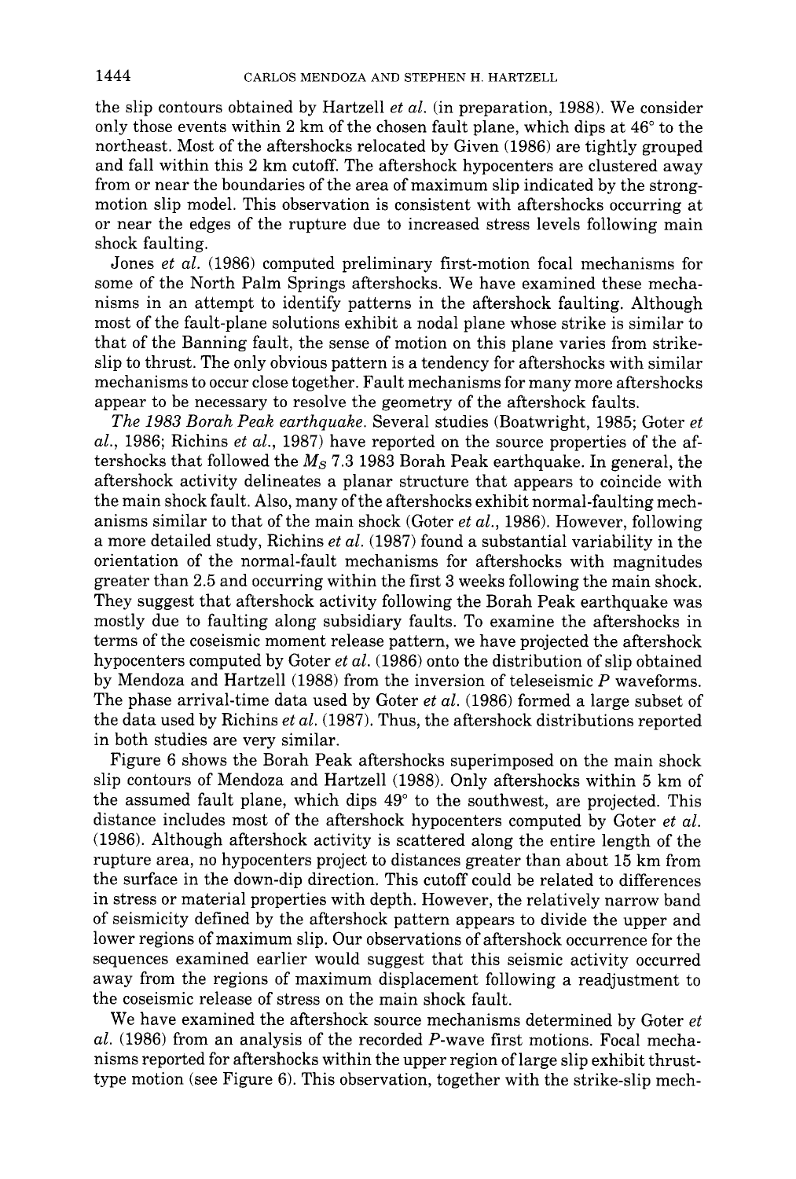the slip contours obtained by Hartzell *et al.* (in preparation, 1988). We consider only those events within 2 km of the chosen fault plane, which dips at 46° to the northeast. Most of the aftershocks relocated by Given (1986) are tightly grouped and fall within this 2 km cutoff. The aftershock hypocenters are clustered away from or near the boundaries of the area of maximum slip indicated by the strong-motion slip model. This observation is consistent with aftershocks occurring at or near the edges of the rupture due to increased stress levels following main shock faulting.

Jones *et al.* (1986) computed preliminary first-motion focal mechanisms for some of the North Palm Springs aftershocks. We have examined these mechanisms in an attempt to identify patterns in the aftershock faulting. Although most of the fault-plane solutions exhibit a nodal plane whose strike is similar to that of the Banning fault, the sense of motion on this plane varies from strike-slip to thrust. The only obvious pattern is a tendency for aftershocks with similar mechanisms to occur close together. Fault mechanisms for many more aftershocks appear to be necessary to resolve the geometry of the aftershock faults.

*The 1983 Borah Peak earthquake.* Several studies (Boatwright, 1985; Goter *et al.*, 1986; Richins *et al.*, 1987) have reported on the source properties of the aftershocks that followed the $M_S$ 7.3 1983 Borah Peak earthquake. In general, the aftershock activity delineates a planar structure that appears to coincide with the main shock fault. Also, many of the aftershocks exhibit normal-faulting mechanisms similar to that of the main shock (Goter *et al.*, 1986). However, following a more detailed study, Richins *et al.* (1987) found a substantial variability in the orientation of the normal-fault mechanisms for aftershocks with magnitudes greater than 2.5 and occurring within the first 3 weeks following the main shock. They suggest that aftershock activity following the Borah Peak earthquake was mostly due to faulting along subsidiary faults. To examine the aftershocks in terms of the coseismic moment release pattern, we have projected the aftershock hypocenters computed by Goter *et al.* (1986) onto the distribution of slip obtained by Mendoza and Hartzell (1988) from the inversion of teleseismic *P* waveforms. The phase arrival-time data used by Goter *et al.* (1986) formed a large subset of the data used by Richins *et al.* (1987). Thus, the aftershock distributions reported in both studies are very similar.

Figure 6 shows the Borah Peak aftershocks superimposed on the main shock slip contours of Mendoza and Hartzell (1988). Only aftershocks within 5 km of the assumed fault plane, which dips 49° to the southwest, are projected. This distance includes most of the aftershock hypocenters computed by Goter *et al.* (1986). Although aftershock activity is scattered along the entire length of the rupture area, no hypocenters project to distances greater than about 15 km from the surface in the down-dip direction. This cutoff could be related to differences in stress or material properties with depth. However, the relatively narrow band of seismicity defined by the aftershock pattern appears to divide the upper and lower regions of maximum slip. Our observations of aftershock occurrence for the sequences examined earlier would suggest that this seismic activity occurred away from the regions of maximum displacement following a readjustment to the coseismic release of stress on the main shock fault.

We have examined the aftershock source mechanisms determined by Goter *et al.* (1986) from an analysis of the recorded *P*-wave first motions. Focal mechanisms reported for aftershocks within the upper region of large slip exhibit thrust-type motion (see Figure 6). This observation, together with the strike-slip mech-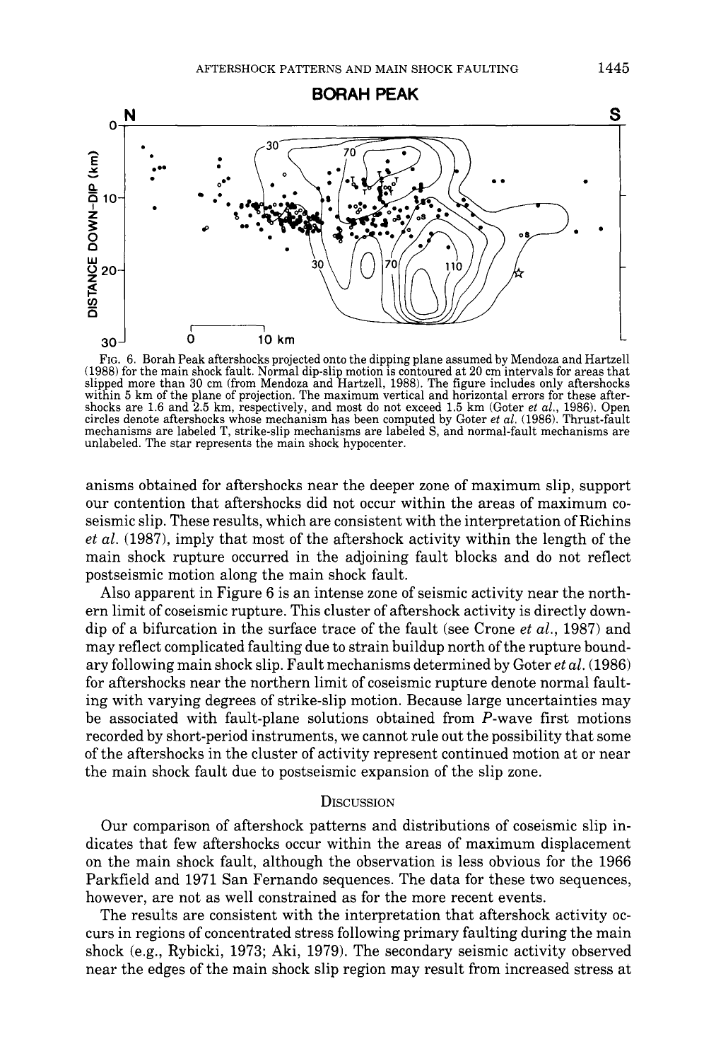FIG. 6. Borah Peak aftershocks projected onto the dipping plane assumed by Mendoza and Hartzell (1988) for the main shock fault. Normal dip-slip motion is contoured at 20 cm intervals for areas that slipped more than 30 cm (from Mendoza and Hartzell, 1988). The figure includes only aftershocks within 5 km of the plane of projection. The maximum vertical and horizontal errors for these aftershocks are 1.6 and 2.5 km, respectively, and most do not exceed 1.5 km (Goter *et al.*, 1986). Open circles denote aftershocks whose mechanism has been computed by Goter *et al.* (1986). Thrust-fault mechanisms are labeled T, strike-slip mechanisms are labeled S, and normal-fault mechanisms are unlabeled. The star represents the main shock hypocenter.

anisms obtained for aftershocks near the deeper zone of maximum slip, support our contention that aftershocks did not occur within the areas of maximum coseismic slip. These results, which are consistent with the interpretation of Richins *et al.* (1987), imply that most of the aftershock activity within the length of the main shock rupture occurred in the adjoining fault blocks and do not reflect postseismic motion along the main shock fault.

Also apparent in Figure 6 is an intense zone of seismic activity near the northern limit of coseismic rupture. This cluster of aftershock activity is directly downdip of a bifurcation in the surface trace of the fault (see Crone *et al.*, 1987) and may reflect complicated faulting due to strain buildup north of the rupture boundary following main shock slip. Fault mechanisms determined by Goter *et al.* (1986) for aftershocks near the northern limit of coseismic rupture denote normal faulting with varying degrees of strike-slip motion. Because large uncertainties may be associated with fault-plane solutions obtained from *P*-wave first motions recorded by short-period instruments, we cannot rule out the possibility that some of the aftershocks in the cluster of activity represent continued motion at or near the main shock fault due to postseismic expansion of the slip zone.

## Discussion

Our comparison of aftershock patterns and distributions of coseismic slip indicates that few aftershocks occur within the areas of maximum displacement on the main shock fault, although the observation is less obvious for the 1966 Parkfield and 1971 San Fernando sequences. The data for these two sequences, however, are not as well constrained as for the more recent events.

The results are consistent with the interpretation that aftershock activity occurs in regions of concentrated stress following primary faulting during the main shock (e.g., Rybicki, 1973; Aki, 1979). The secondary seismic activity observed near the edges of the main shock slip region may result from increased stress at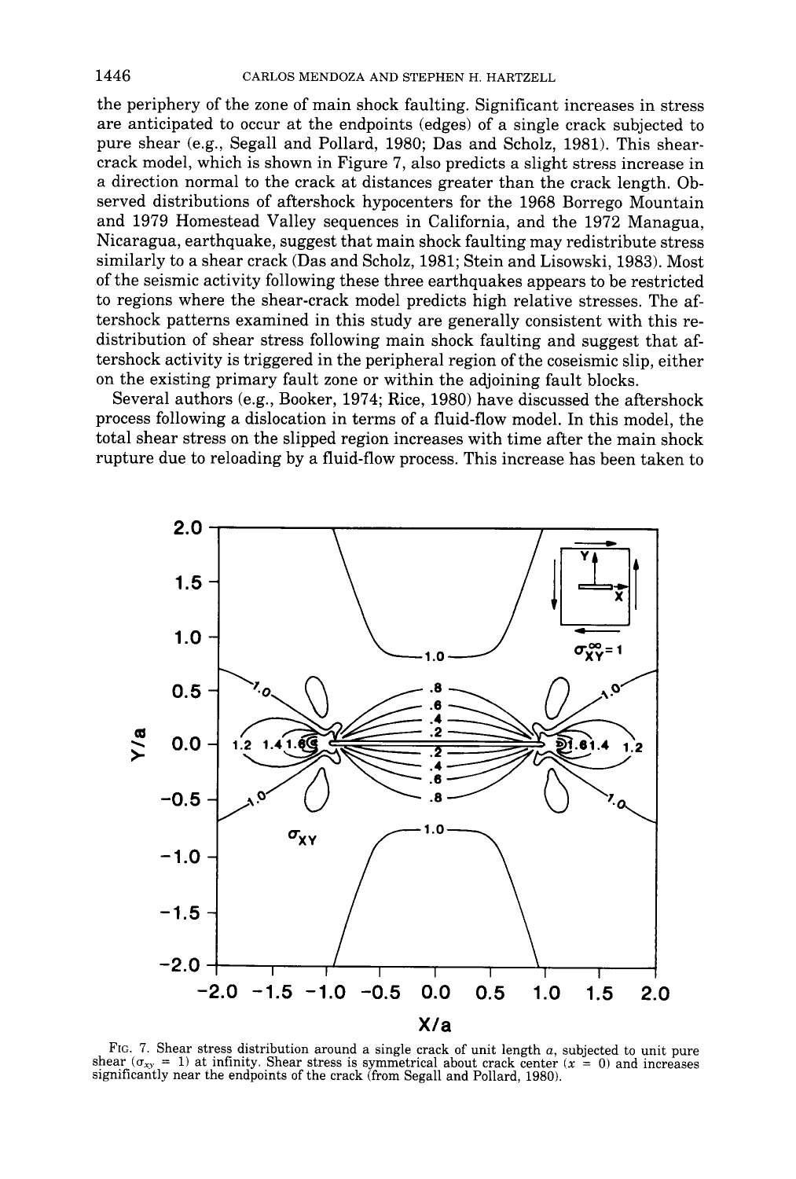the periphery of the zone of main shock faulting. Significant increases in stress are anticipated to occur at the endpoints (edges) of a single crack subjected to pure shear (e.g., Segall and Pollard, 1980; Das and Scholz, 1981). This shear-crack model, which is shown in Figure 7, also predicts a slight stress increase in a direction normal to the crack at distances greater than the crack length. Observed distributions of aftershock hypocenters for the 1968 Borrego Mountain and 1979 Homestead Valley sequences in California, and the 1972 Managua, Nicaragua, earthquake, suggest that main shock faulting may redistribute stress similarly to a shear crack (Das and Scholz, 1981; Stein and Lisowski, 1983). Most of the seismic activity following these three earthquakes appears to be restricted to regions where the shear-crack model predicts high relative stresses. The aftershock patterns examined in this study are generally consistent with this redistribution of shear stress following main shock faulting and suggest that aftershock activity is triggered in the peripheral region of the coseismic slip, either on the existing primary fault zone or within the adjoining fault blocks.

Several authors (e.g., Booker, 1974; Rice, 1980) have discussed the aftershock process following a dislocation in terms of a fluid-flow model. In this model, the total shear stress on the slipped region increases with time after the main shock rupture due to reloading by a fluid-flow process. This increase has been taken to

FIG. 7. Shear stress distribution around a single crack of unit length $a$, subjected to unit pure shear ($\sigma_{xy} = 1$) at infinity. Shear stress is symmetrical about crack center ($x = 0$) and increases significantly near the endpoints of the crack (from Segall and Pollard, 1980).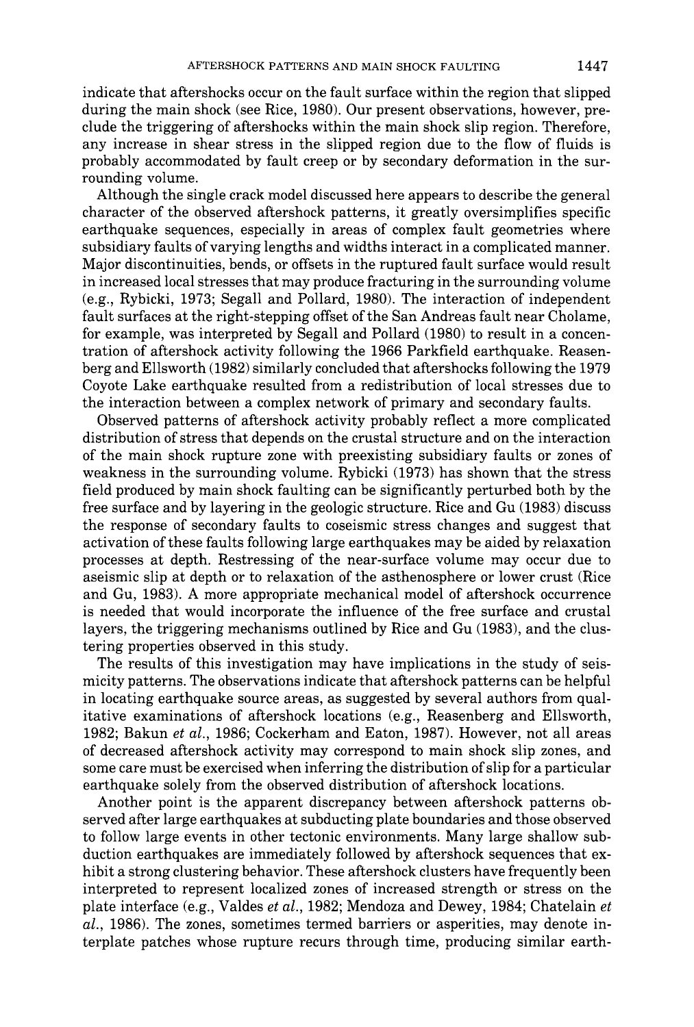indicate that aftershocks occur on the fault surface within the region that slipped during the main shock (see Rice, 1980). Our present observations, however, preclude the triggering of aftershocks within the main shock slip region. Therefore, any increase in shear stress in the slipped region due to the flow of fluids is probably accommodated by fault creep or by secondary deformation in the surrounding volume.

Although the single crack model discussed here appears to describe the general character of the observed aftershock patterns, it greatly oversimplifies specific earthquake sequences, especially in areas of complex fault geometries where subsidiary faults of varying lengths and widths interact in a complicated manner. Major discontinuities, bends, or offsets in the ruptured fault surface would result in increased local stresses that may produce fracturing in the surrounding volume (e.g., Rybicki, 1973; Segall and Pollard, 1980). The interaction of independent fault surfaces at the right-stepping offset of the San Andreas fault near Cholame, for example, was interpreted by Segall and Pollard (1980) to result in a concentration of aftershock activity following the 1966 Parkfield earthquake. Reasenberg and Ellsworth (1982) similarly concluded that aftershocks following the 1979 Coyote Lake earthquake resulted from a redistribution of local stresses due to the interaction between a complex network of primary and secondary faults.

Observed patterns of aftershock activity probably reflect a more complicated distribution of stress that depends on the crustal structure and on the interaction of the main shock rupture zone with preexisting subsidiary faults or zones of weakness in the surrounding volume. Rybicki (1973) has shown that the stress field produced by main shock faulting can be significantly perturbed both by the free surface and by layering in the geologic structure. Rice and Gu (1983) discuss the response of secondary faults to coseismic stress changes and suggest that activation of these faults following large earthquakes may be aided by relaxation processes at depth. Restressing of the near-surface volume may occur due to aseismic slip at depth or to relaxation of the asthenosphere or lower crust (Rice and Gu, 1983). A more appropriate mechanical model of aftershock occurrence is needed that would incorporate the influence of the free surface and crustal layers, the triggering mechanisms outlined by Rice and Gu (1983), and the clustering properties observed in this study.

The results of this investigation may have implications in the study of seismicity patterns. The observations indicate that aftershock patterns can be helpful in locating earthquake source areas, as suggested by several authors from qualitative examinations of aftershock locations (e.g., Reasenberg and Ellsworth, 1982; Bakun *et al.*, 1986; Cockerham and Eaton, 1987). However, not all areas of decreased aftershock activity may correspond to main shock slip zones, and some care must be exercised when inferring the distribution of slip for a particular earthquake solely from the observed distribution of aftershock locations.

Another point is the apparent discrepancy between aftershock patterns observed after large earthquakes at subducting plate boundaries and those observed to follow large events in other tectonic environments. Many large shallow subduction earthquakes are immediately followed by aftershock sequences that exhibit a strong clustering behavior. These aftershock clusters have frequently been interpreted to represent localized zones of increased strength or stress on the plate interface (e.g., Valdes *et al.*, 1982; Mendoza and Dewey, 1984; Chatelain *et al.*, 1986). The zones, sometimes termed barriers or asperities, may denote interplate patches whose rupture recurs through time, producing similar earth-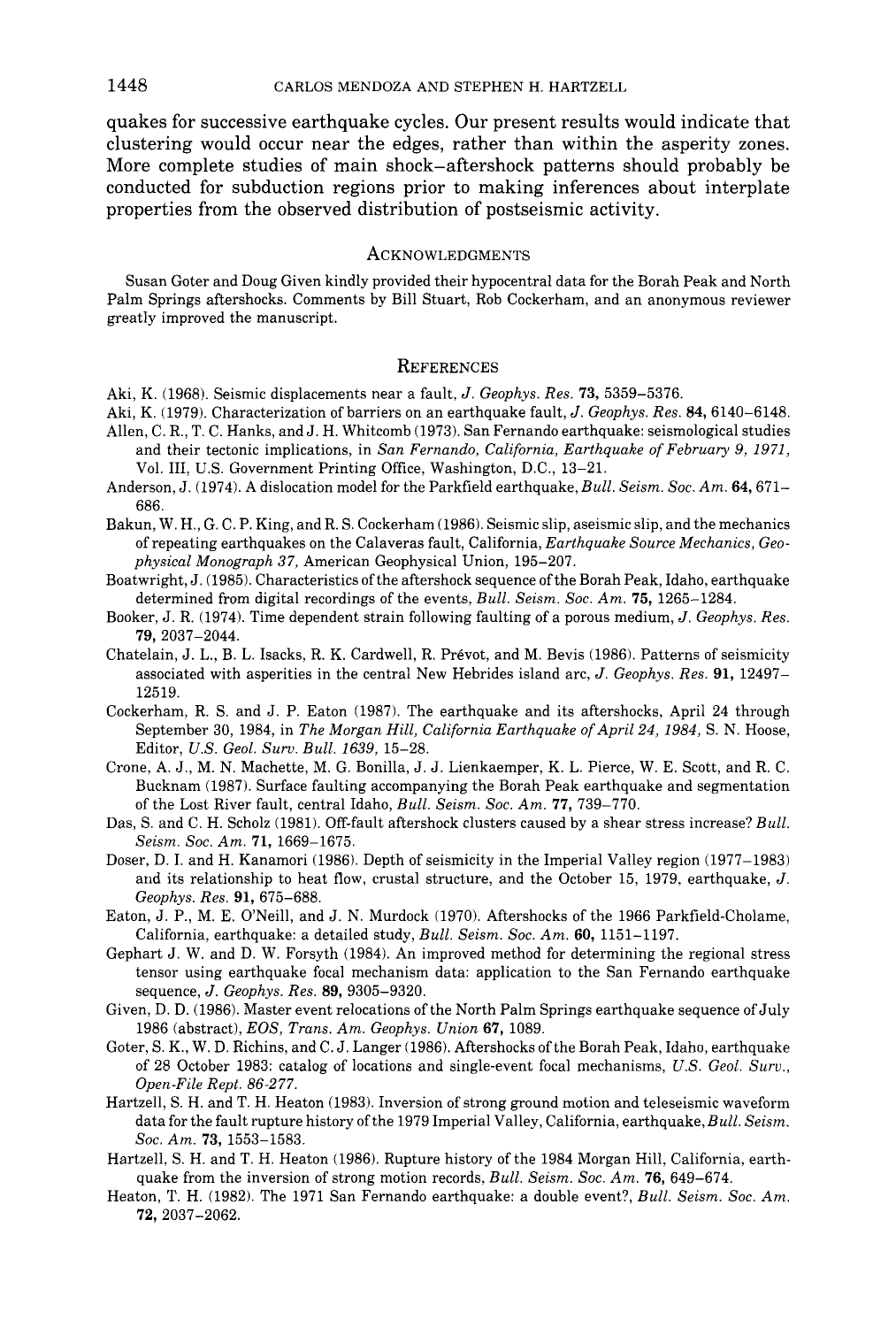quakes for successive earthquake cycles. Our present results would indicate that clustering would occur near the edges, rather than within the asperity zones. More complete studies of main shock–aftershock patterns should probably be conducted for subduction regions prior to making inferences about interplate properties from the observed distribution of postseismic activity.

## Acknowledgments

Susan Goter and Doug Given kindly provided their hypocentral data for the Borah Peak and North Palm Springs aftershocks. Comments by Bill Stuart, Rob Cockerham, and an anonymous reviewer greatly improved the manuscript.

## References

Aki, K. (1968). Seismic displacements near a fault, *J. Geophys. Res.* **73,** 5359–5376.

Aki, K. (1979). Characterization of barriers on an earthquake fault, *J. Geophys. Res.* **84,** 6140–6148.

Allen, C. R., T. C. Hanks, and J. H. Whitcomb (1973). San Fernando earthquake: seismological studies and their tectonic implications, in *San Fernando, California, Earthquake of February 9, 1971,* Vol. III, U.S. Government Printing Office, Washington, D.C., 13–21.

Anderson, J. (1974). A dislocation model for the Parkfield earthquake, *Bull. Seism. Soc. Am.* **64,** 671–686.

Bakun, W. H., G. C. P. King, and R. S. Cockerham (1986). Seismic slip, aseismic slip, and the mechanics of repeating earthquakes on the Calaveras fault, California, *Earthquake Source Mechanics, Geophysical Monograph 37,* American Geophysical Union, 195–207.

Boatwright, J. (1985). Characteristics of the aftershock sequence of the Borah Peak, Idaho, earthquake determined from digital recordings of the events, *Bull. Seism. Soc. Am.* **75,** 1265–1284.

Booker, J. R. (1974). Time dependent strain following faulting of a porous medium, *J. Geophys. Res.* **79,** 2037–2044.

Chatelain, J. L., B. L. Isacks, R. K. Cardwell, R. Prévot, and M. Bevis (1986). Patterns of seismicity associated with asperities in the central New Hebrides island arc, *J. Geophys. Res.* **91,** 12497–12519.

Cockerham, R. S. and J. P. Eaton (1987). The earthquake and its aftershocks, April 24 through September 30, 1984, in *The Morgan Hill, California Earthquake of April 24, 1984,* S. N. Hoose, Editor, *U.S. Geol. Surv. Bull. 1639,* 15–28.

Crone, A. J., M. N. Machette, M. G. Bonilla, J. J. Lienkaemper, K. L. Pierce, W. E. Scott, and R. C. Bucknam (1987). Surface faulting accompanying the Borah Peak earthquake and segmentation of the Lost River fault, central Idaho, *Bull. Seism. Soc. Am.* **77,** 739–770.

Das, S. and C. H. Scholz (1981). Off-fault aftershock clusters caused by a shear stress increase? *Bull. Seism. Soc. Am.* **71,** 1669–1675.

Doser, D. I. and H. Kanamori (1986). Depth of seismicity in the Imperial Valley region (1977–1983) and its relationship to heat flow, crustal structure, and the October 15, 1979, earthquake, *J. Geophys. Res.* **91,** 675–688.

Eaton, J. P., M. E. O'Neill, and J. N. Murdock (1970). Aftershocks of the 1966 Parkfield-Cholame, California, earthquake: a detailed study, *Bull. Seism. Soc. Am.* **60,** 1151–1197.

Gephart J. W. and D. W. Forsyth (1984). An improved method for determining the regional stress tensor using earthquake focal mechanism data: application to the San Fernando earthquake sequence, *J. Geophys. Res.* **89,** 9305–9320.

Given, D. D. (1986). Master event relocations of the North Palm Springs earthquake sequence of July 1986 (abstract), *EOS, Trans. Am. Geophys. Union* **67,** 1089.

Goter, S. K., W. D. Richins, and C. J. Langer (1986). Aftershocks of the Borah Peak, Idaho, earthquake of 28 October 1983: catalog of locations and single-event focal mechanisms, *U.S. Geol. Surv., Open-File Rept. 86-277.*

Hartzell, S. H. and T. H. Heaton (1983). Inversion of strong ground motion and teleseismic waveform data for the fault rupture history of the 1979 Imperial Valley, California, earthquake, *Bull. Seism. Soc. Am.* **73,** 1553–1583.

Hartzell, S. H. and T. H. Heaton (1986). Rupture history of the 1984 Morgan Hill, California, earthquake from the inversion of strong motion records, *Bull. Seism. Soc. Am.* **76,** 649–674.

Heaton, T. H. (1982). The 1971 San Fernando earthquake: a double event?, *Bull. Seism. Soc. Am.* **72,** 2037–2062.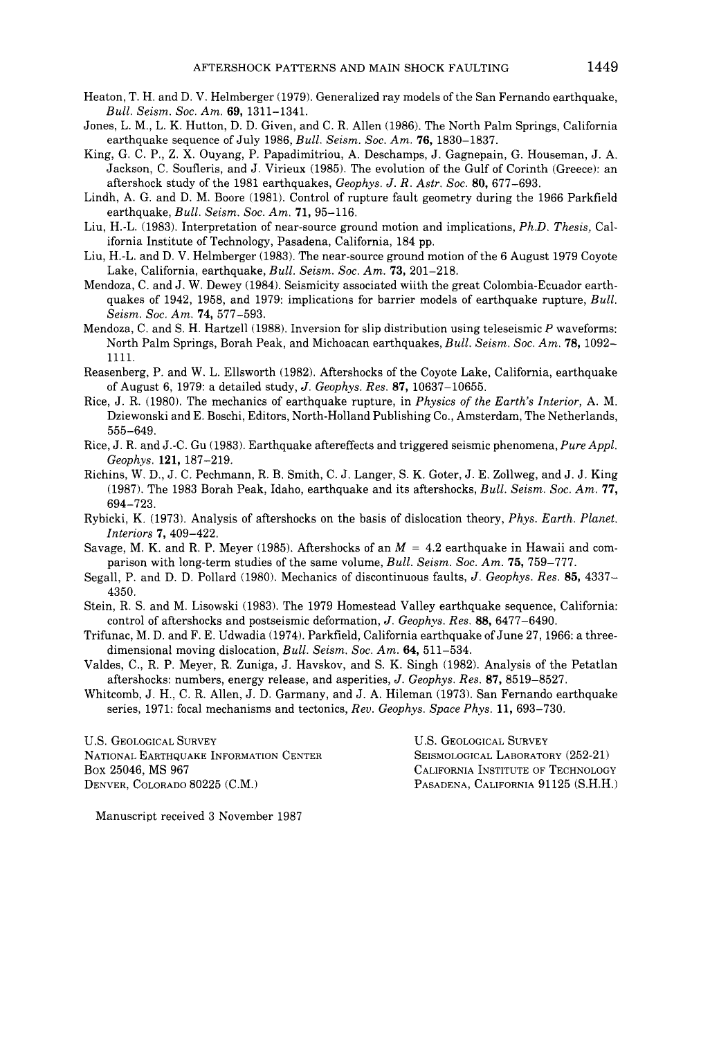Heaton, T. H. and D. V. Helmberger (1979). Generalized ray models of the San Fernando earthquake, *Bull. Seism. Soc. Am.* **69**, 1311–1341.

Jones, L. M., L. K. Hutton, D. D. Given, and C. R. Allen (1986). The North Palm Springs, California earthquake sequence of July 1986, *Bull. Seism. Soc. Am.* **76**, 1830–1837.

King, G. C. P., Z. X. Ouyang, P. Papadimitriou, A. Deschamps, J. Gagnepain, G. Houseman, J. A. Jackson, C. Soufleris, and J. Virieux (1985). The evolution of the Gulf of Corinth (Greece): an aftershock study of the 1981 earthquakes, *Geophys. J. R. Astr. Soc.* **80**, 677–693.

Lindh, A. G. and D. M. Boore (1981). Control of rupture fault geometry during the 1966 Parkfield earthquake, *Bull. Seism. Soc. Am.* **71**, 95–116.

Liu, H.-L. (1983). Interpretation of near-source ground motion and implications, *Ph.D. Thesis,* California Institute of Technology, Pasadena, California, 184 pp.

Liu, H.-L. and D. V. Helmberger (1983). The near-source ground motion of the 6 August 1979 Coyote Lake, California, earthquake, *Bull. Seism. Soc. Am.* **73**, 201–218.

Mendoza, C. and J. W. Dewey (1984). Seismicity associated wiith the great Colombia-Ecuador earthquakes of 1942, 1958, and 1979: implications for barrier models of earthquake rupture, *Bull. Seism. Soc. Am.* **74**, 577–593.

Mendoza, C. and S. H. Hartzell (1988). Inversion for slip distribution using teleseismic *P* waveforms: North Palm Springs, Borah Peak, and Michoacan earthquakes, *Bull. Seism. Soc. Am.* **78**, 1092–1111.

Reasenberg, P. and W. L. Ellsworth (1982). Aftershocks of the Coyote Lake, California, earthquake of August 6, 1979: a detailed study, *J. Geophys. Res.* **87**, 10637–10655.

Rice, J. R. (1980). The mechanics of earthquake rupture, in *Physics of the Earth's Interior,* A. M. Dziewonski and E. Boschi, Editors, North-Holland Publishing Co., Amsterdam, The Netherlands, 555–649.

Rice, J. R. and J.-C. Gu (1983). Earthquake aftereffects and triggered seismic phenomena, *Pure Appl. Geophys.* **121**, 187–219.

Richins, W. D., J. C. Pechmann, R. B. Smith, C. J. Langer, S. K. Goter, J. E. Zollweg, and J. J. King (1987). The 1983 Borah Peak, Idaho, earthquake and its aftershocks, *Bull. Seism. Soc. Am.* **77**, 694–723.

Rybicki, K. (1973). Analysis of aftershocks on the basis of dislocation theory, *Phys. Earth. Planet. Interiors* **7**, 409–422.

Savage, M. K. and R. P. Meyer (1985). Aftershocks of an $M = 4.2$ earthquake in Hawaii and comparison with long-term studies of the same volume, *Bull. Seism. Soc. Am.* **75**, 759–777.

Segall, P. and D. D. Pollard (1980). Mechanics of discontinuous faults, *J. Geophys. Res.* **85**, 4337–4350.

Stein, R. S. and M. Lisowski (1983). The 1979 Homestead Valley earthquake sequence, California: control of aftershocks and postseismic deformation, *J. Geophys. Res.* **88**, 6477–6490.

Trifunac, M. D. and F. E. Udwadia (1974). Parkfield, California earthquake of June 27, 1966: a three-dimensional moving dislocation, *Bull. Seism. Soc. Am.* **64**, 511–534.

Valdes, C., R. P. Meyer, R. Zuniga, J. Havskov, and S. K. Singh (1982). Analysis of the Petatlan aftershocks: numbers, energy release, and asperities, *J. Geophys. Res.* **87**, 8519–8527.

Whitcomb, J. H., C. R. Allen, J. D. Garmany, and J. A. Hileman (1973). San Fernando earthquake series, 1971: focal mechanisms and tectonics, *Rev. Geophys. Space Phys.* **11**, 693–730.

U.S. Geological Survey
National Earthquake Information Center
Box 25046, MS 967
Denver, Colorado 80225 (C.M.)

U.S. Geological Survey
Seismological Laboratory (252-21)
California Institute of Technology
Pasadena, California 91125 (S.H.H.)

Manuscript received 3 November 1987